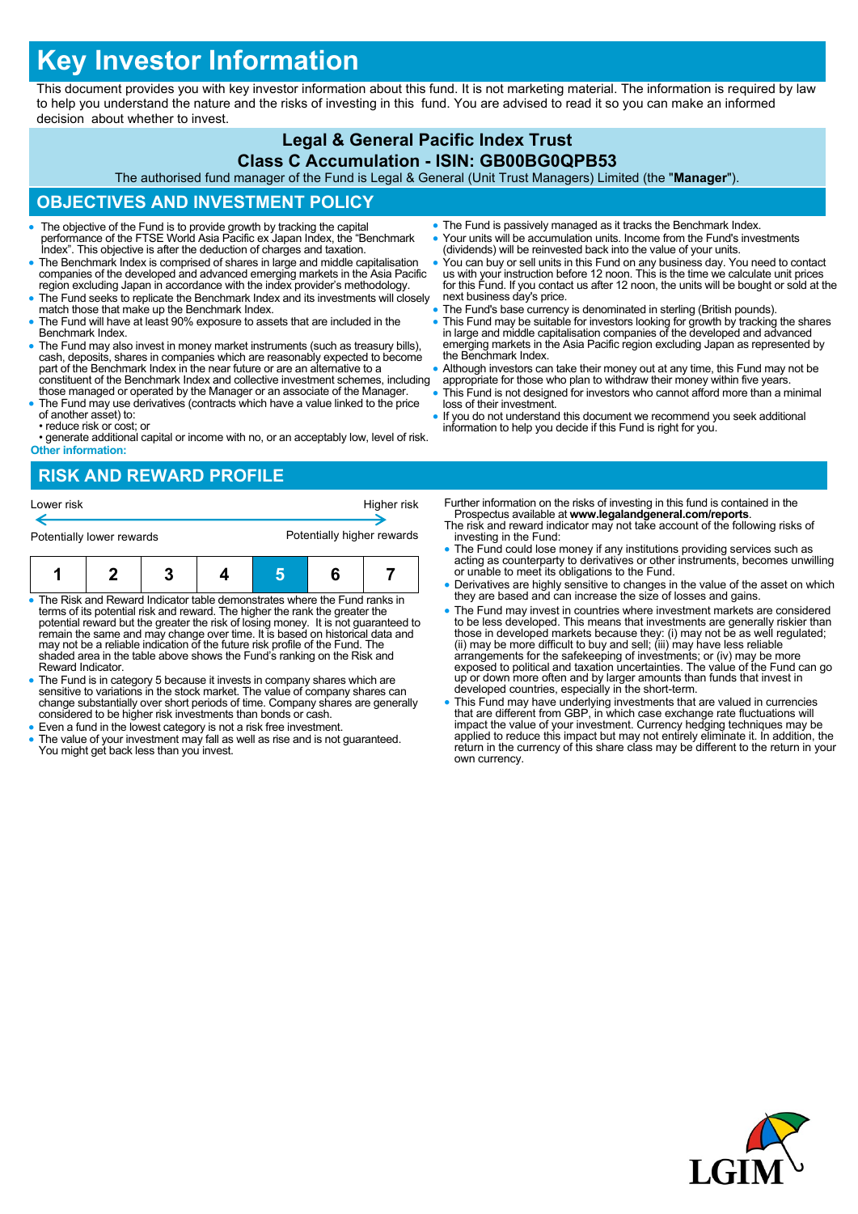# Key Investor Information

This document provides you with key investor information about this fund. It is not marketing material. The information is required by law to help you understand the nature and the risks of investing in this fund. You are advised to read it so you can make an informed decision about whether to invest.

**Legal & General Pacific Index Trust**

**Class C Accumulation - ISIN: GB00BG0QPB53**

The authorised fund manager of the Fund is Legal & General (Unit Trust Managers) Limited (the "**Manager**").

## OBJECTIVES AND INVESTMENT POLICY

- The objective of the Fund is to provide growth by tracking the capital performance of the FTSE World Asia Pacific ex Japan Index, the "Benchmark Index". This objective is after the deduction of charges and taxation.
- The Benchmark Index is comprised of shares in large and middle capitalisation companies of the developed and advanced emerging markets in the Asia Pacific region excluding Japan in accordance with the index provider's methodology.
- The Fund seeks to replicate the Benchmark Index and its investments will closely match those that make up the Benchmark Index.
- The Fund will have at least 90% exposure to assets that are included in the Benchmark Index.
- The Fund may also invest in money market instruments (such as treasury bills), cash, deposits, shares in companies which are reasonably expected to become part of the Benchmark Index in the near future or are an alternative to a constituent of the Benchmark Index and collective investment schemes, including those managed or operated by the Manager or an associate of the Manager.
- The Fund may use derivatives (contracts which have a value linked to the price of another asset) to:
  - • reduce risk or cost; or
  - • generate additional capital or income with no, or an acceptably low, level of risk.

**Other information:**

- The Fund is passively managed as it tracks the Benchmark Index.
- Your units will be accumulation units. Income from the Fund's investments (dividends) will be reinvested back into the value of your units.
- You can buy or sell units in this Fund on any business day. You need to contact us with your instruction before 12 noon. This is the time we calculate unit prices for this Fund. If you contact us after 12 noon, the units will be bought or sold at the next business day's price.
- The Fund's base currency is denominated in sterling (British pounds).
- This Fund may be suitable for investors looking for growth by tracking the shares in large and middle capitalisation companies of the developed and advanced emerging markets in the Asia Pacific region excluding Japan as represented by the Benchmark Index.
- Although investors can take their money out at any time, this Fund may not be appropriate for those who plan to withdraw their money within five years.
- This Fund is not designed for investors who cannot afford more than a minimal loss of their investment.
- If you do not understand this document we recommend you seek additional information to help you decide if this Fund is right for you.

## RISK AND REWARD PROFILE

Lower risk — Higher risk

Potentially lower rewards — Potentially higher rewards

| 1 | 2 | 3 | 4 | **5** | 6 | 7 |
|---|---|---|---|---|---|---|

- The Risk and Reward Indicator table demonstrates where the Fund ranks in terms of its potential risk and reward. The higher the rank the greater the potential reward but the greater the risk of losing money. It is not guaranteed to remain the same and may change over time. It is based on historical data and may not be a reliable indication of the future risk profile of the Fund. The shaded area in the table above shows the Fund's ranking on the Risk and Reward Indicator.
- The Fund is in category 5 because it invests in company shares which are sensitive to variations in the stock market. The value of company shares can change substantially over short periods of time. Company shares are generally considered to be higher risk investments than bonds or cash.
- Even a fund in the lowest category is not a risk free investment.
- The value of your investment may fall as well as rise and is not guaranteed. You might get back less than you invest.

Further information on the risks of investing in this fund is contained in the Prospectus available at **www.legalandgeneral.com/reports**.

The risk and reward indicator may not take account of the following risks of investing in the Fund:

- The Fund could lose money if any institutions providing services such as acting as counterparty to derivatives or other instruments, becomes unwilling or unable to meet its obligations to the Fund.
- Derivatives are highly sensitive to changes in the value of the asset on which they are based and can increase the size of losses and gains.
- The Fund may invest in countries where investment markets are considered to be less developed. This means that investments are generally riskier than those in developed markets because they: (i) may not be as well regulated; (ii) may be more difficult to buy and sell; (iii) may have less reliable arrangements for the safekeeping of investments; or (iv) may be more exposed to political and taxation uncertainties. The value of the Fund can go up or down more often and by larger amounts than funds that invest in developed countries, especially in the short-term.
- This Fund may have underlying investments that are valued in currencies that are different from GBP, in which case exchange rate fluctuations will impact the value of your investment. Currency hedging techniques may be applied to reduce this impact but may not entirely eliminate it. In addition, the return in the currency of this share class may be different to the return in your own currency.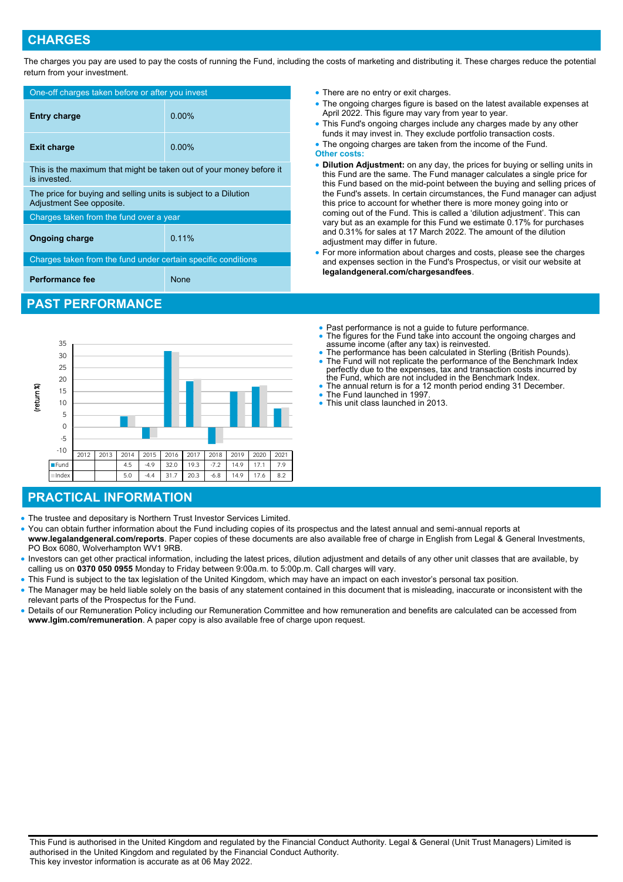## CHARGES

The charges you pay are used to pay the costs of running the Fund, including the costs of marketing and distributing it. These charges reduce the potential return from your investment.

| One-off charges taken before or after you invest | |
|---|---|
| **Entry charge** | 0.00% |
| **Exit charge** | 0.00% |
| This is the maximum that might be taken out of your money before it is invested. | |
| The price for buying and selling units is subject to a Dilution Adjustment See opposite. | |
| Charges taken from the fund over a year | |
| **Ongoing charge** | 0.11% |
| Charges taken from the fund under certain specific conditions | |
| **Performance fee** | None |

- There are no entry or exit charges.
- The ongoing charges figure is based on the latest available expenses at April 2022. This figure may vary from year to year.
- This Fund's ongoing charges include any charges made by any other funds it may invest in. They exclude portfolio transaction costs.
- The ongoing charges are taken from the income of the Fund.

**Other costs:**

- **Dilution Adjustment:** on any day, the prices for buying or selling units in this Fund are the same. The Fund manager calculates a single price for this Fund based on the mid-point between the buying and selling prices of the Fund's assets. In certain circumstances, the Fund manager can adjust this price to account for whether there is more money going into or coming out of the Fund. This is called a 'dilution adjustment'. This can vary but as an example for this Fund we estimate 0.17% for purchases and 0.31% for sales at 17 March 2022. The amount of the dilution adjustment may differ in future.
- For more information about charges and costs, please see the charges and expenses section in the Fund's Prospectus, or visit our website at **legalandgeneral.com/chargesandfees**.

## PAST PERFORMANCE

(return %)

35
30
25
20
15
10
5
0
-5
-10

| | 2012 | 2013 | 2014 | 2015 | 2016 | 2017 | 2018 | 2019 | 2020 | 2021 |
|---|---|---|---|---|---|---|---|---|---|---|
| Fund | | | 4.5 | -4.9 | 32.0 | 19.3 | -7.2 | 14.9 | 17.1 | 7.9 |
| Index | | | 5.0 | -4.4 | 31.7 | 20.3 | -6.8 | 14.9 | 17.6 | 8.2 |

- Past performance is not a guide to future performance.
- The figures for the Fund take into account the ongoing charges and assume income (after any tax) is reinvested.
- The performance has been calculated in Sterling (British Pounds).
- The Fund will not replicate the performance of the Benchmark Index perfectly due to the expenses, tax and transaction costs incurred by the Fund, which are not included in the Benchmark Index.
- The annual return is for a 12 month period ending 31 December.
- The Fund launched in 1997.
- This unit class launched in 2013.

## PRACTICAL INFORMATION

- The trustee and depositary is Northern Trust Investor Services Limited.
- You can obtain further information about the Fund including copies of its prospectus and the latest annual and semi-annual reports at **www.legalandgeneral.com/reports**. Paper copies of these documents are also available free of charge in English from Legal & General Investments, PO Box 6080, Wolverhampton WV1 9RB.
- Investors can get other practical information, including the latest prices, dilution adjustment and details of any other unit classes that are available, by calling us on **0370 050 0955** Monday to Friday between 9:00a.m. to 5:00p.m. Call charges will vary.
- This Fund is subject to the tax legislation of the United Kingdom, which may have an impact on each investor's personal tax position.
- The Manager may be held liable solely on the basis of any statement contained in this document that is misleading, inaccurate or inconsistent with the relevant parts of the Prospectus for the Fund.
- Details of our Remuneration Policy including our Remuneration Committee and how remuneration and benefits are calculated can be accessed from **www.lgim.com/remuneration**. A paper copy is also available free of charge upon request.

This Fund is authorised in the United Kingdom and regulated by the Financial Conduct Authority. Legal & General (Unit Trust Managers) Limited is authorised in the United Kingdom and regulated by the Financial Conduct Authority.
This key investor information is accurate as at 06 May 2022.